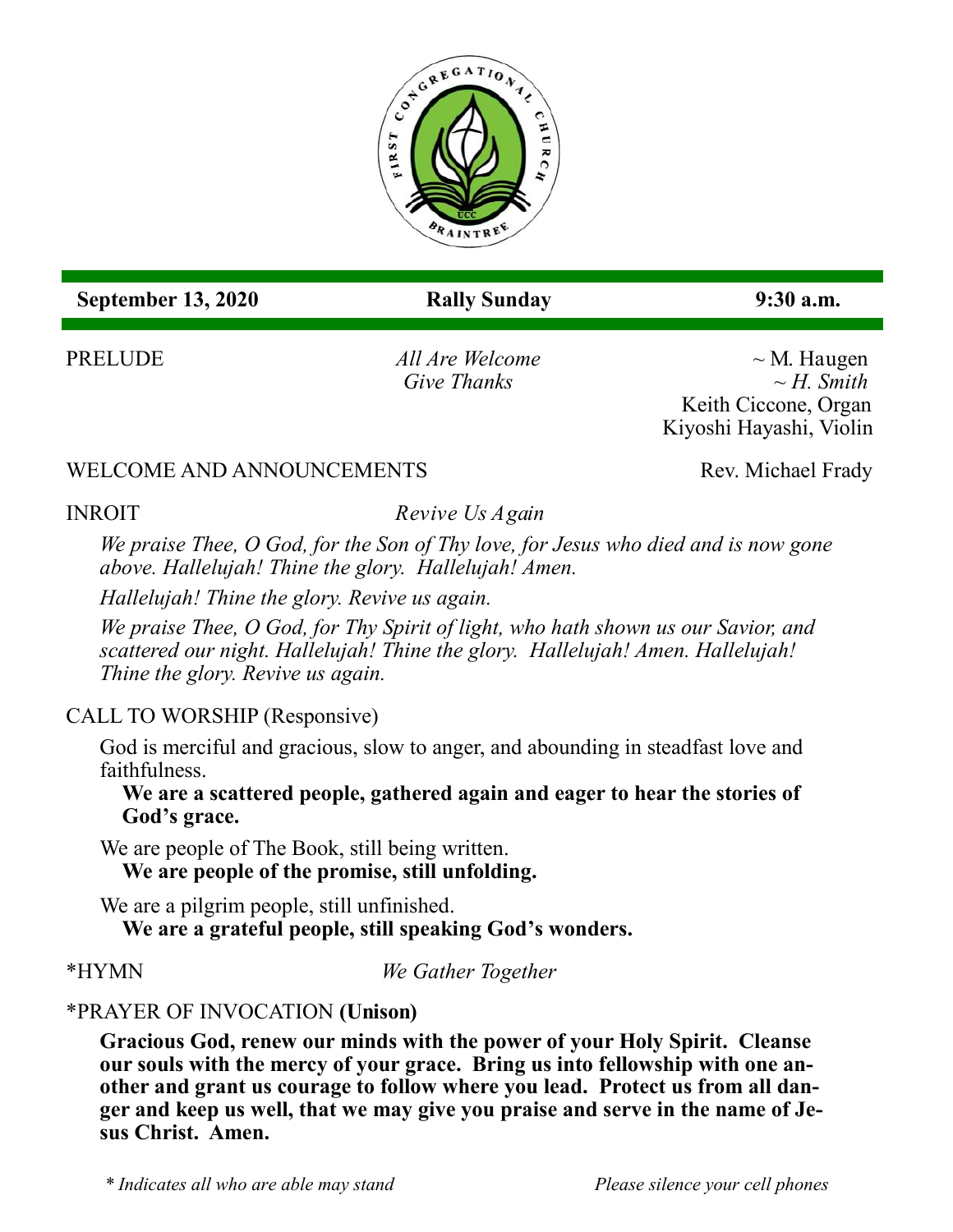FIRST CONGREGATIONAL CHURCH
UCC
BRAINTREE

**September 13, 2020** **Rally Sunday** **9:30 a.m.**

PRELUDE *All Are Welcome* ~ M. Haugen
*Give Thanks* *~ H. Smith*
Keith Ciccone, Organ
Kiyoshi Hayashi, Violin

WELCOME AND ANNOUNCEMENTS Rev. Michael Frady

INROIT *Revive Us Again*

*We praise Thee, O God, for the Son of Thy love, for Jesus who died and is now gone above. Hallelujah! Thine the glory. Hallelujah! Amen.*

*Hallelujah! Thine the glory. Revive us again.*

*We praise Thee, O God, for Thy Spirit of light, who hath shown us our Savior, and scattered our night. Hallelujah! Thine the glory. Hallelujah! Amen. Hallelujah! Thine the glory. Revive us again.*

CALL TO WORSHIP (Responsive)

God is merciful and gracious, slow to anger, and abounding in steadfast love and faithfulness.

**We are a scattered people, gathered again and eager to hear the stories of God's grace.**

We are people of The Book, still being written.

**We are people of the promise, still unfolding.**

We are a pilgrim people, still unfinished.

**We are a grateful people, still speaking God's wonders.**

*HYMN *We Gather Together*

*PRAYER OF INVOCATION **(Unison)**

**Gracious God, renew our minds with the power of your Holy Spirit. Cleanse our souls with the mercy of your grace. Bring us into fellowship with one another and grant us courage to follow where you lead. Protect us from all danger and keep us well, that we may give you praise and serve in the name of Jesus Christ. Amen.**

*\* Indicates all who are able may stand* *Please silence your cell phones*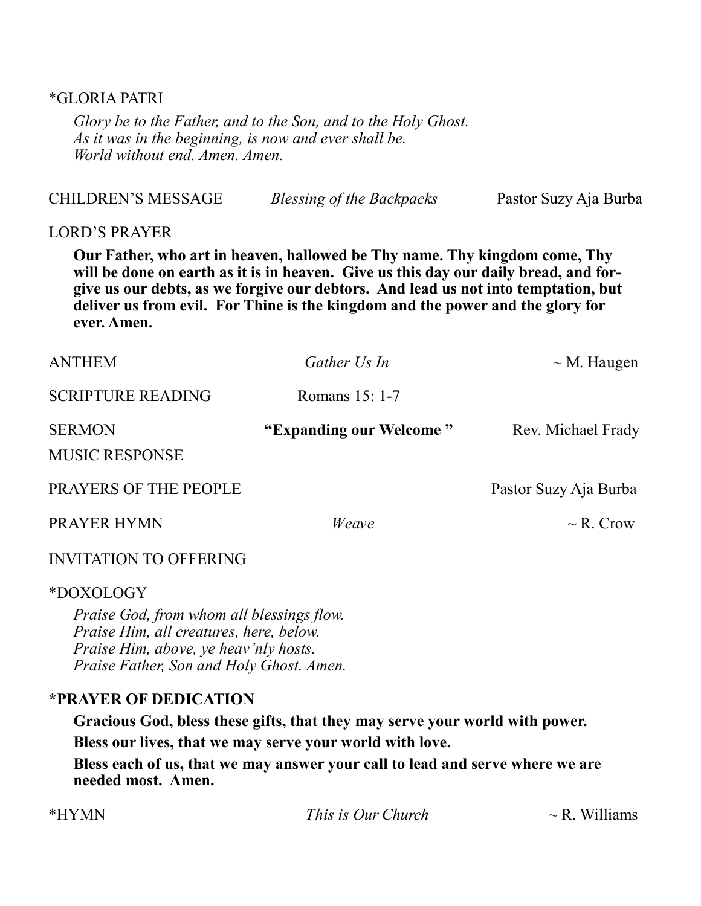*GLORIA PATRI

*Glory be to the Father, and to the Son, and to the Holy Ghost.*
*As it was in the beginning, is now and ever shall be.*
*World without end. Amen. Amen.*

CHILDREN'S MESSAGE *Blessing of the Backpacks* Pastor Suzy Aja Burba

LORD'S PRAYER

**Our Father, who art in heaven, hallowed be Thy name. Thy kingdom come, Thy will be done on earth as it is in heaven. Give us this day our daily bread, and forgive us our debts, as we forgive our debtors. And lead us not into temptation, but deliver us from evil. For Thine is the kingdom and the power and the glory for ever. Amen.**

ANTHEM *Gather Us In* ~ M. Haugen

SCRIPTURE READING Romans 15: 1-7

SERMON **"Expanding our Welcome "** Rev. Michael Frady

MUSIC RESPONSE

PRAYERS OF THE PEOPLE Pastor Suzy Aja Burba

PRAYER HYMN *Weave* ~ R. Crow

INVITATION TO OFFERING

*DOXOLOGY

*Praise God, from whom all blessings flow.*
*Praise Him, all creatures, here, below.*
*Praise Him, above, ye heav'nly hosts.*
*Praise Father, Son and Holy Ghost. Amen.*

**\*PRAYER OF DEDICATION**

**Gracious God, bless these gifts, that they may serve your world with power.**

**Bless our lives, that we may serve your world with love.**

**Bless each of us, that we may answer your call to lead and serve where we are needed most. Amen.**

*HYMN *This is Our Church* ~ R. Williams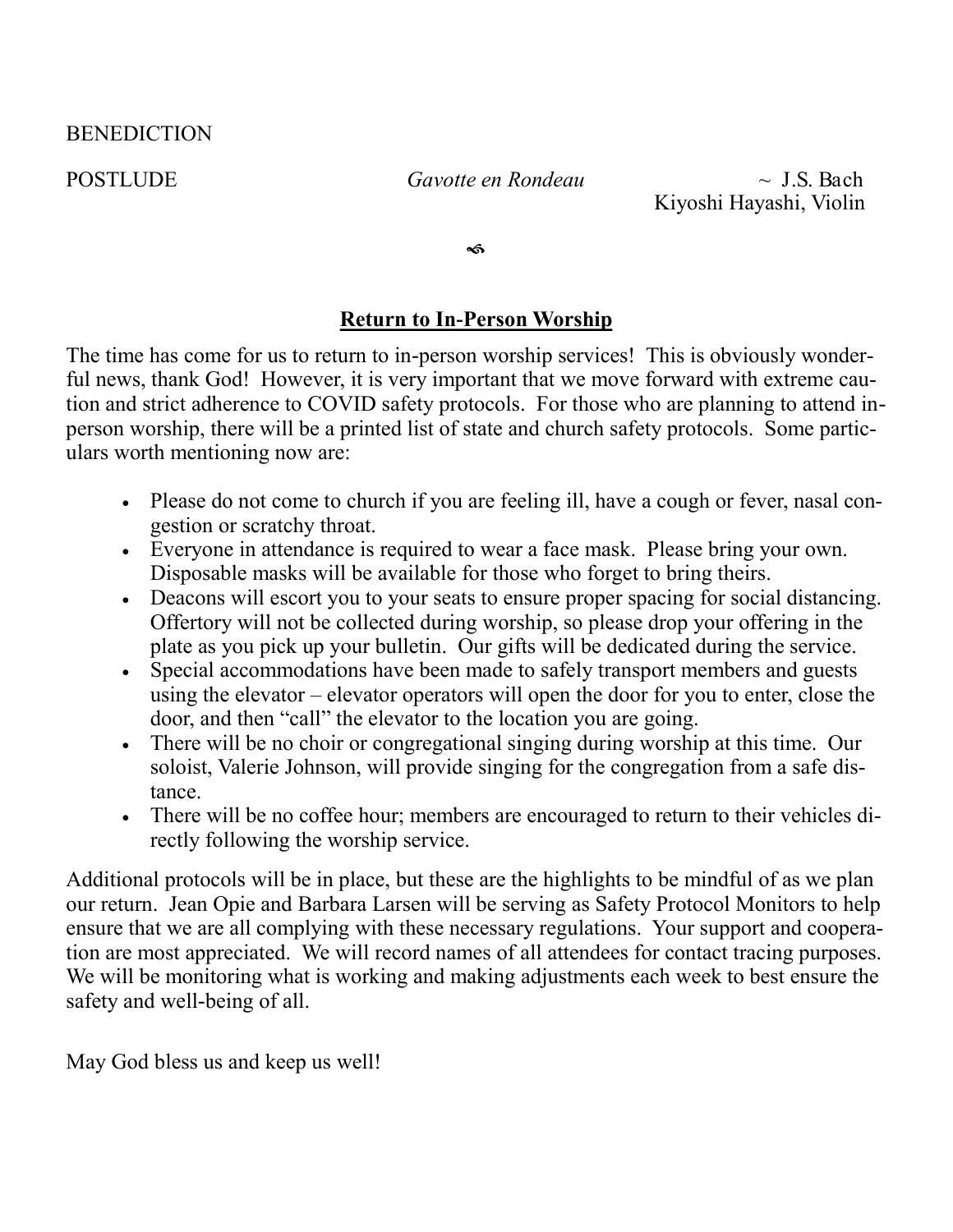BENEDICTION

POSTLUDE *Gavotte en Rondeau* ~ J.S. Bach
Kiyoshi Hayashi, Violin

༄

## Return to In-Person Worship

The time has come for us to return to in-person worship services! This is obviously wonderful news, thank God! However, it is very important that we move forward with extreme caution and strict adherence to COVID safety protocols. For those who are planning to attend in-person worship, there will be a printed list of state and church safety protocols. Some particulars worth mentioning now are:

- Please do not come to church if you are feeling ill, have a cough or fever, nasal congestion or scratchy throat.
- Everyone in attendance is required to wear a face mask. Please bring your own. Disposable masks will be available for those who forget to bring theirs.
- Deacons will escort you to your seats to ensure proper spacing for social distancing. Offertory will not be collected during worship, so please drop your offering in the plate as you pick up your bulletin. Our gifts will be dedicated during the service.
- Special accommodations have been made to safely transport members and guests using the elevator – elevator operators will open the door for you to enter, close the door, and then "call" the elevator to the location you are going.
- There will be no choir or congregational singing during worship at this time. Our soloist, Valerie Johnson, will provide singing for the congregation from a safe distance.
- There will be no coffee hour; members are encouraged to return to their vehicles directly following the worship service.

Additional protocols will be in place, but these are the highlights to be mindful of as we plan our return. Jean Opie and Barbara Larsen will be serving as Safety Protocol Monitors to help ensure that we are all complying with these necessary regulations. Your support and cooperation are most appreciated. We will record names of all attendees for contact tracing purposes. We will be monitoring what is working and making adjustments each week to best ensure the safety and well-being of all.

May God bless us and keep us well!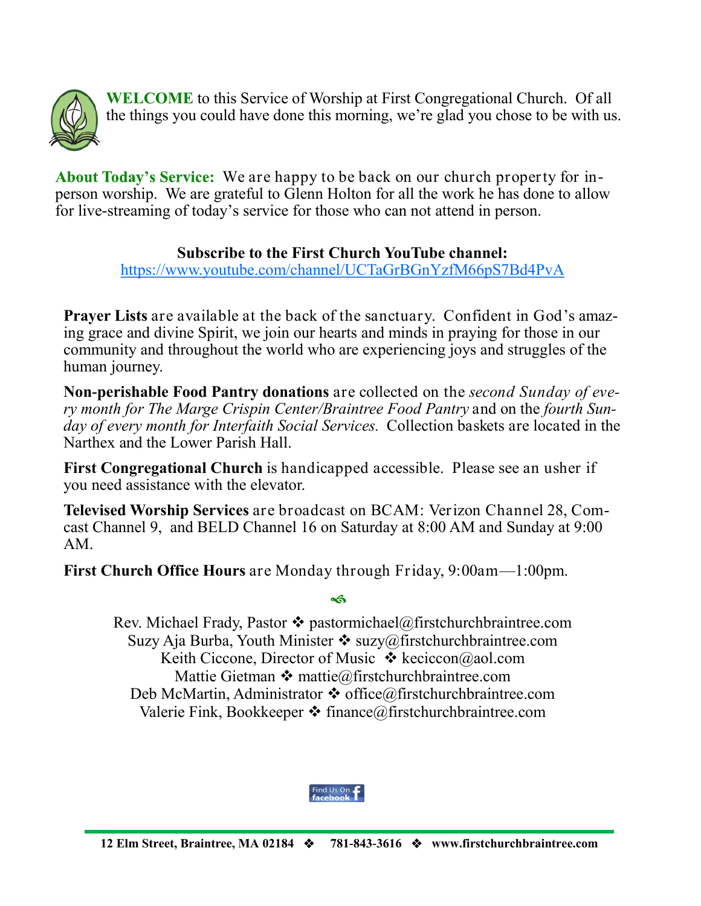**WELCOME** to this Service of Worship at First Congregational Church. Of all the things you could have done this morning, we're glad you chose to be with us.

**About Today's Service:** We are happy to be back on our church property for in-person worship. We are grateful to Glenn Holton for all the work he has done to allow for live-streaming of today's service for those who can not attend in person.

**Subscribe to the First Church YouTube channel:**
https://www.youtube.com/channel/UCTaGrBGnYzfM66pS7Bd4PvA

**Prayer Lists** are available at the back of the sanctuary. Confident in God's amazing grace and divine Spirit, we join our hearts and minds in praying for those in our community and throughout the world who are experiencing joys and struggles of the human journey.

**Non-perishable Food Pantry donations** are collected on the *second Sunday of every month for The Marge Crispin Center/Braintree Food Pantry* and on the *fourth Sunday of every month for Interfaith Social Services.* Collection baskets are located in the Narthex and the Lower Parish Hall.

**First Congregational Church** is handicapped accessible. Please see an usher if you need assistance with the elevator.

**Televised Worship Services** are broadcast on BCAM: Verizon Channel 28, Comcast Channel 9, and BELD Channel 16 on Saturday at 8:00 AM and Sunday at 9:00 AM.

**First Church Office Hours** are Monday through Friday, 9:00am—1:00pm.

Rev. Michael Frady, Pastor ❖ pastormichael@firstchurchbraintree.com
Suzy Aja Burba, Youth Minister ❖ suzy@firstchurchbraintree.com
Keith Ciccone, Director of Music ❖ keciccon@aol.com
Mattie Gietman ❖ mattie@firstchurchbraintree.com
Deb McMartin, Administrator ❖ office@firstchurchbraintree.com
Valerie Fink, Bookkeeper ❖ finance@firstchurchbraintree.com

Find Us On facebook

**12 Elm Street, Braintree, MA 02184 ❖ 781-843-3616 ❖ www.firstchurchbraintree.com**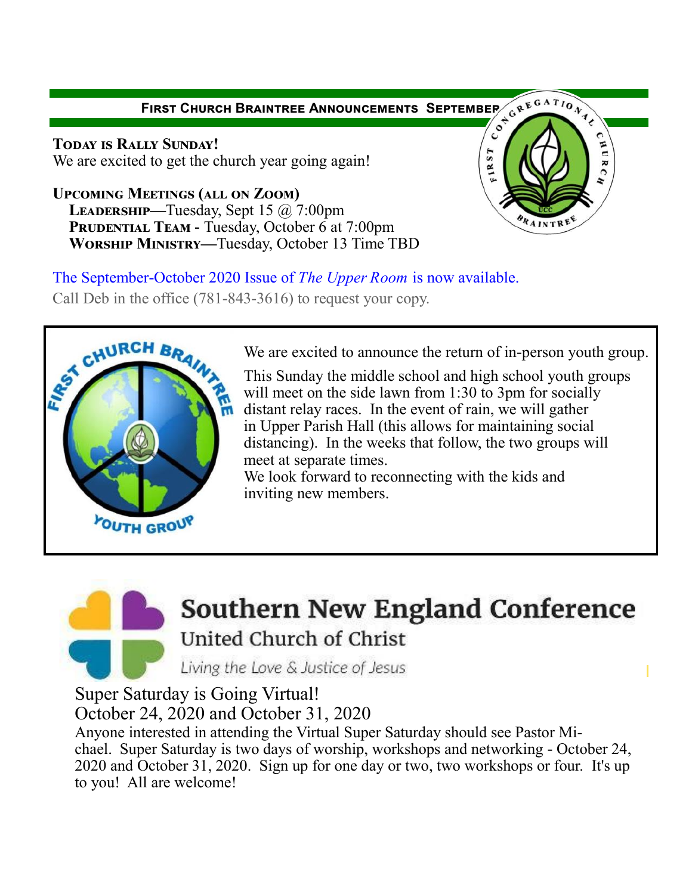**First Church Braintree Announcements September**

**Today is Rally Sunday!**

We are excited to get the church year going again!

**Upcoming Meetings (all on Zoom)**

- **Leadership**—Tuesday, Sept 15 @ 7:00pm
- **Prudential Team** - Tuesday, October 6 at 7:00pm
- **Worship Ministry**—Tuesday, October 13 Time TBD

The September-October 2020 Issue of *The Upper Room* is now available.

Call Deb in the office (781-843-3616) to request your copy.

We are excited to announce the return of in-person youth group.

This Sunday the middle school and high school youth groups will meet on the side lawn from 1:30 to 3pm for socially distant relay races. In the event of rain, we will gather in Upper Parish Hall (this allows for maintaining social distancing). In the weeks that follow, the two groups will meet at separate times.

We look forward to reconnecting with the kids and inviting new members.

## Southern New England Conference

United Church of Christ

*Living the Love & Justice of Jesus*

Super Saturday is Going Virtual!

October 24, 2020 and October 31, 2020

Anyone interested in attending the Virtual Super Saturday should see Pastor Michael. Super Saturday is two days of worship, workshops and networking - October 24, 2020 and October 31, 2020. Sign up for one day or two, two workshops or four. It's up to you! All are welcome!